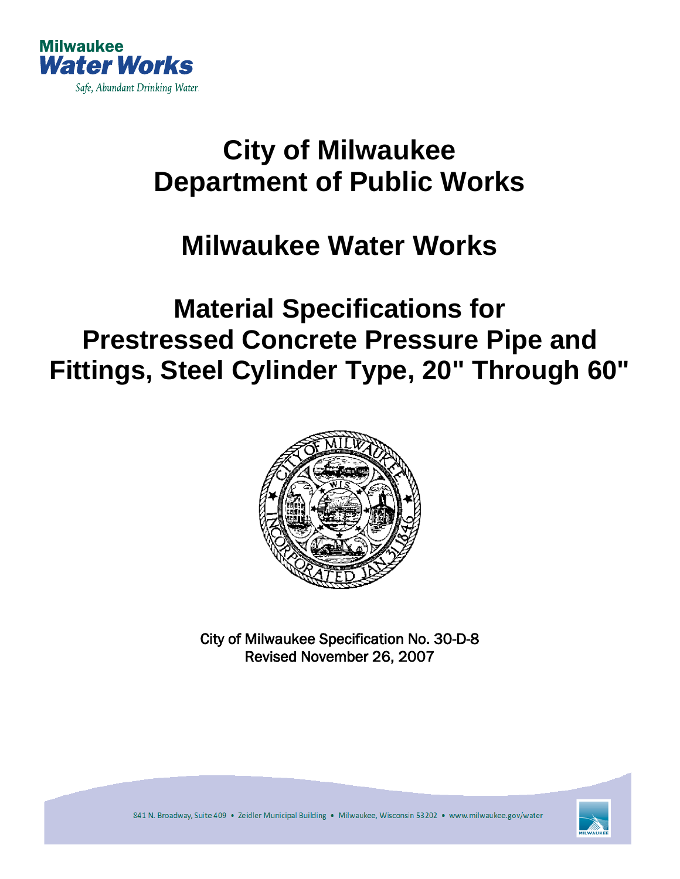Milwaukee
Water Works
*Safe, Abundant Drinking Water*

# City of Milwaukee
# Department of Public Works

# Milwaukee Water Works

# Material Specifications for Prestressed Concrete Pressure Pipe and Fittings, Steel Cylinder Type, 20" Through 60"

City of Milwaukee Specification No. 30-D-8
Revised November 26, 2007

841 N. Broadway, Suite 409 • Zeidler Municipal Building • Milwaukee, Wisconsin 53202 • www.milwaukee.gov/water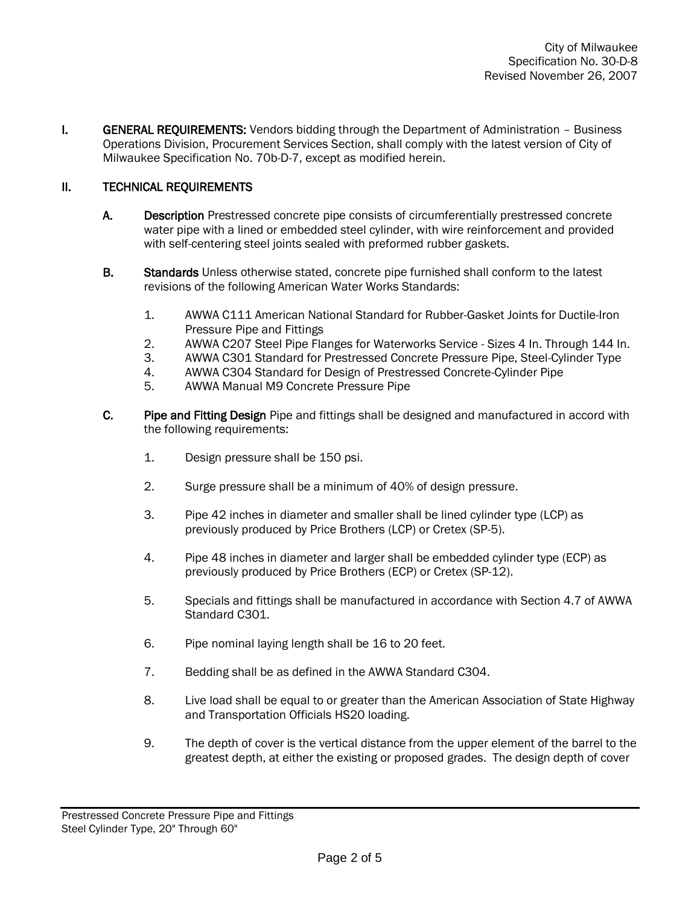I. **GENERAL REQUIREMENTS:** Vendors bidding through the Department of Administration – Business Operations Division, Procurement Services Section, shall comply with the latest version of City of Milwaukee Specification No. 70b-D-7, except as modified herein.

II. **TECHNICAL REQUIREMENTS**

A. **Description** Prestressed concrete pipe consists of circumferentially prestressed concrete water pipe with a lined or embedded steel cylinder, with wire reinforcement and provided with self-centering steel joints sealed with preformed rubber gaskets.

B. **Standards** Unless otherwise stated, concrete pipe furnished shall conform to the latest revisions of the following American Water Works Standards:

1. AWWA C111 American National Standard for Rubber-Gasket Joints for Ductile-Iron Pressure Pipe and Fittings
2. AWWA C207 Steel Pipe Flanges for Waterworks Service - Sizes 4 In. Through 144 In.
3. AWWA C301 Standard for Prestressed Concrete Pressure Pipe, Steel-Cylinder Type
4. AWWA C304 Standard for Design of Prestressed Concrete-Cylinder Pipe
5. AWWA Manual M9 Concrete Pressure Pipe

C. **Pipe and Fitting Design** Pipe and fittings shall be designed and manufactured in accord with the following requirements:

1. Design pressure shall be 150 psi.

2. Surge pressure shall be a minimum of 40% of design pressure.

3. Pipe 42 inches in diameter and smaller shall be lined cylinder type (LCP) as previously produced by Price Brothers (LCP) or Cretex (SP-5).

4. Pipe 48 inches in diameter and larger shall be embedded cylinder type (ECP) as previously produced by Price Brothers (ECP) or Cretex (SP-12).

5. Specials and fittings shall be manufactured in accordance with Section 4.7 of AWWA Standard C301.

6. Pipe nominal laying length shall be 16 to 20 feet.

7. Bedding shall be as defined in the AWWA Standard C304.

8. Live load shall be equal to or greater than the American Association of State Highway and Transportation Officials HS20 loading.

9. The depth of cover is the vertical distance from the upper element of the barrel to the greatest depth, at either the existing or proposed grades. The design depth of cover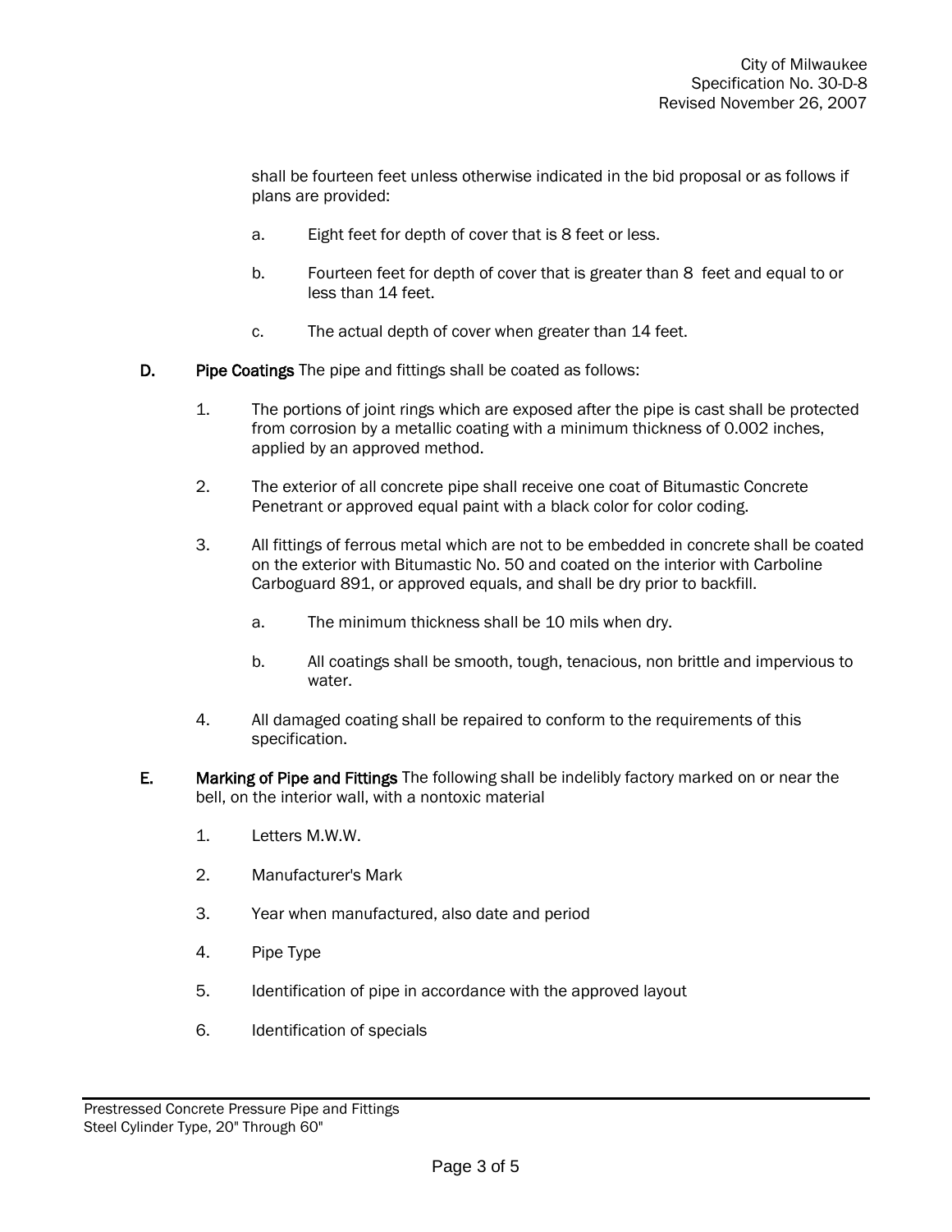shall be fourteen feet unless otherwise indicated in the bid proposal or as follows if plans are provided:

a. Eight feet for depth of cover that is 8 feet or less.

b. Fourteen feet for depth of cover that is greater than 8 feet and equal to or less than 14 feet.

c. The actual depth of cover when greater than 14 feet.

**D. Pipe Coatings** The pipe and fittings shall be coated as follows:

1. The portions of joint rings which are exposed after the pipe is cast shall be protected from corrosion by a metallic coating with a minimum thickness of 0.002 inches, applied by an approved method.

2. The exterior of all concrete pipe shall receive one coat of Bitumastic Concrete Penetrant or approved equal paint with a black color for color coding.

3. All fittings of ferrous metal which are not to be embedded in concrete shall be coated on the exterior with Bitumastic No. 50 and coated on the interior with Carboline Carboguard 891, or approved equals, and shall be dry prior to backfill.

   a. The minimum thickness shall be 10 mils when dry.

   b. All coatings shall be smooth, tough, tenacious, non brittle and impervious to water.

4. All damaged coating shall be repaired to conform to the requirements of this specification.

**E. Marking of Pipe and Fittings** The following shall be indelibly factory marked on or near the bell, on the interior wall, with a nontoxic material

1. Letters M.W.W.

2. Manufacturer's Mark

3. Year when manufactured, also date and period

4. Pipe Type

5. Identification of pipe in accordance with the approved layout

6. Identification of specials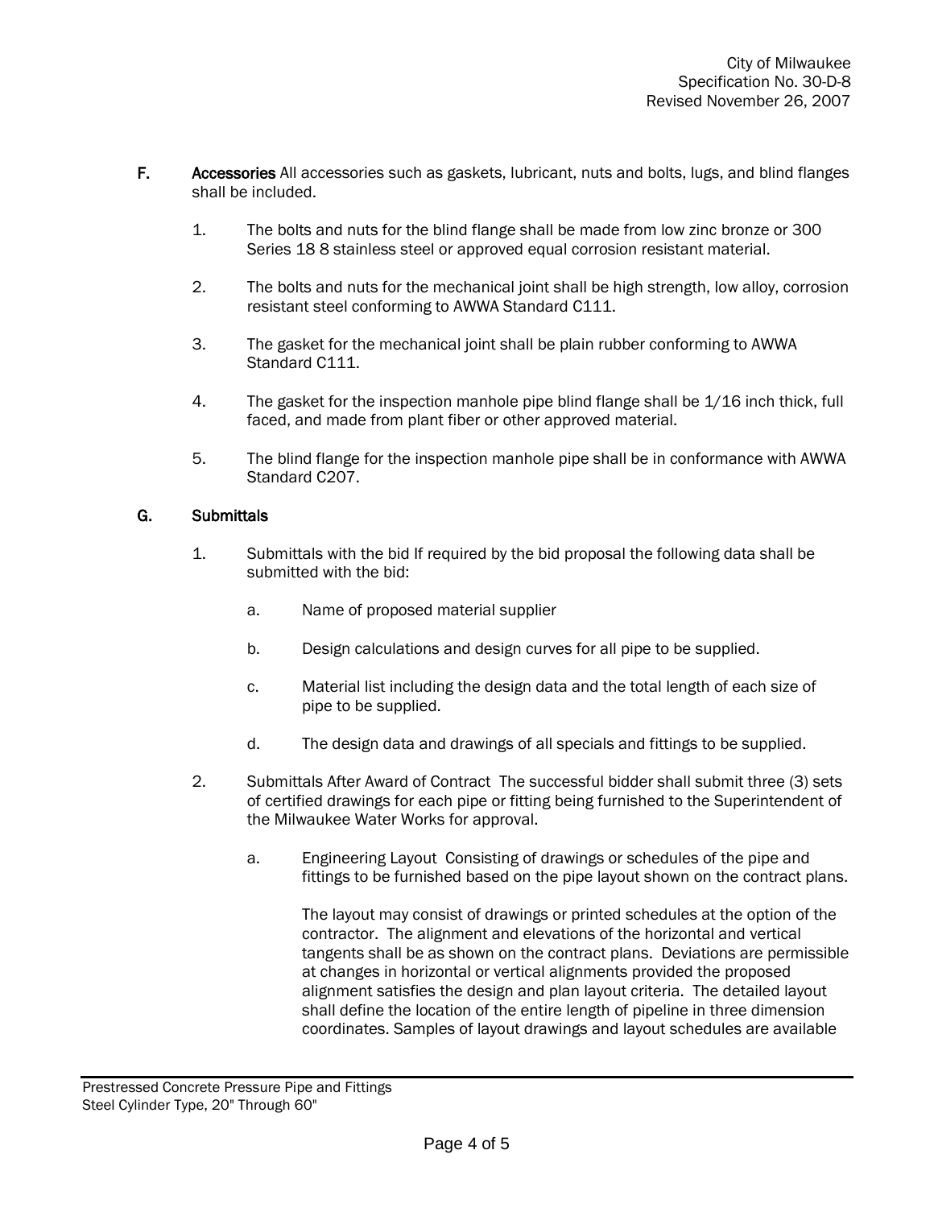**F.** **Accessories** All accessories such as gaskets, lubricant, nuts and bolts, lugs, and blind flanges shall be included.

1. The bolts and nuts for the blind flange shall be made from low zinc bronze or 300 Series 18 8 stainless steel or approved equal corrosion resistant material.

2. The bolts and nuts for the mechanical joint shall be high strength, low alloy, corrosion resistant steel conforming to AWWA Standard C111.

3. The gasket for the mechanical joint shall be plain rubber conforming to AWWA Standard C111.

4. The gasket for the inspection manhole pipe blind flange shall be 1/16 inch thick, full faced, and made from plant fiber or other approved material.

5. The blind flange for the inspection manhole pipe shall be in conformance with AWWA Standard C207.

**G.** **Submittals**

1. Submittals with the bid If required by the bid proposal the following data shall be submitted with the bid:

   a. Name of proposed material supplier

   b. Design calculations and design curves for all pipe to be supplied.

   c. Material list including the design data and the total length of each size of pipe to be supplied.

   d. The design data and drawings of all specials and fittings to be supplied.

2. Submittals After Award of Contract The successful bidder shall submit three (3) sets of certified drawings for each pipe or fitting being furnished to the Superintendent of the Milwaukee Water Works for approval.

   a. Engineering Layout Consisting of drawings or schedules of the pipe and fittings to be furnished based on the pipe layout shown on the contract plans.

      The layout may consist of drawings or printed schedules at the option of the contractor. The alignment and elevations of the horizontal and vertical tangents shall be as shown on the contract plans. Deviations are permissible at changes in horizontal or vertical alignments provided the proposed alignment satisfies the design and plan layout criteria. The detailed layout shall define the location of the entire length of pipeline in three dimension coordinates. Samples of layout drawings and layout schedules are available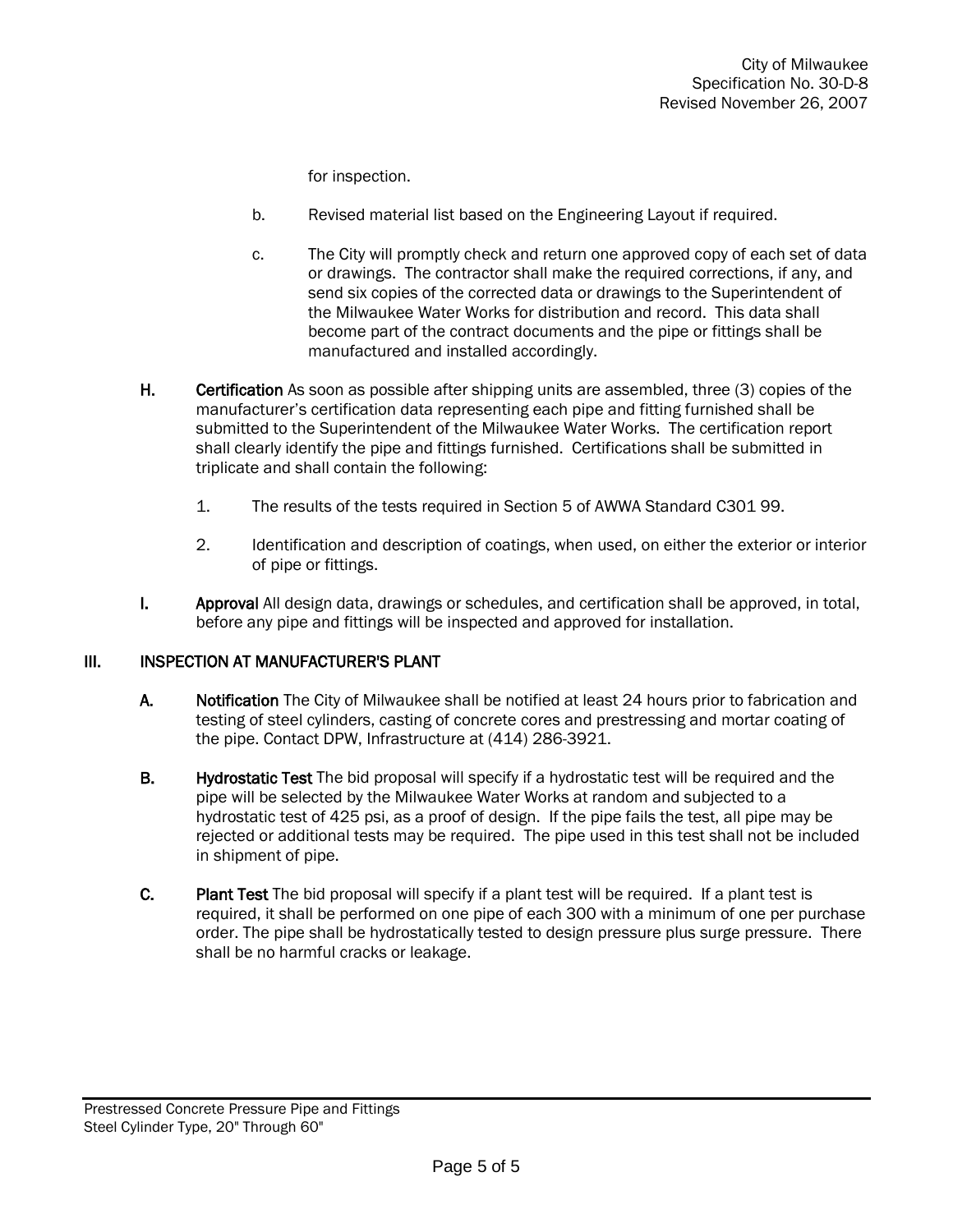for inspection.

b. Revised material list based on the Engineering Layout if required.

c. The City will promptly check and return one approved copy of each set of data or drawings. The contractor shall make the required corrections, if any, and send six copies of the corrected data or drawings to the Superintendent of the Milwaukee Water Works for distribution and record. This data shall become part of the contract documents and the pipe or fittings shall be manufactured and installed accordingly.

H. **Certification** As soon as possible after shipping units are assembled, three (3) copies of the manufacturer's certification data representing each pipe and fitting furnished shall be submitted to the Superintendent of the Milwaukee Water Works. The certification report shall clearly identify the pipe and fittings furnished. Certifications shall be submitted in triplicate and shall contain the following:

1. The results of the tests required in Section 5 of AWWA Standard C301 99.

2. Identification and description of coatings, when used, on either the exterior or interior of pipe or fittings.

I. **Approval** All design data, drawings or schedules, and certification shall be approved, in total, before any pipe and fittings will be inspected and approved for installation.

## III. INSPECTION AT MANUFACTURER'S PLANT

A. **Notification** The City of Milwaukee shall be notified at least 24 hours prior to fabrication and testing of steel cylinders, casting of concrete cores and prestressing and mortar coating of the pipe. Contact DPW, Infrastructure at (414) 286-3921.

B. **Hydrostatic Test** The bid proposal will specify if a hydrostatic test will be required and the pipe will be selected by the Milwaukee Water Works at random and subjected to a hydrostatic test of 425 psi, as a proof of design. If the pipe fails the test, all pipe may be rejected or additional tests may be required. The pipe used in this test shall not be included in shipment of pipe.

C. **Plant Test** The bid proposal will specify if a plant test will be required. If a plant test is required, it shall be performed on one pipe of each 300 with a minimum of one per purchase order. The pipe shall be hydrostatically tested to design pressure plus surge pressure. There shall be no harmful cracks or leakage.